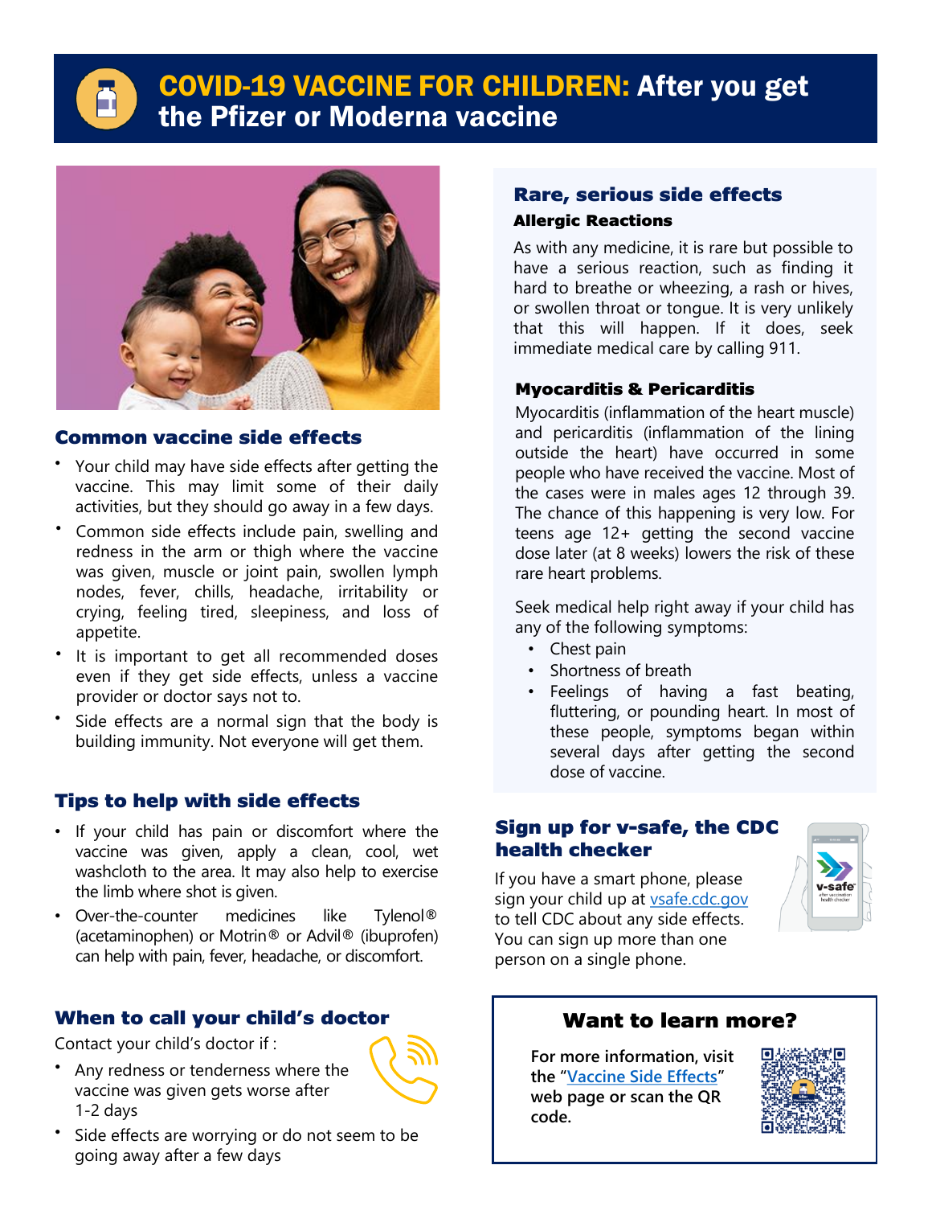# COVID-19 VACCINE FOR CHILDREN: After you get the Pfizer or Moderna vaccine

## Common vaccine side effects

- Your child may have side effects after getting the vaccine. This may limit some of their daily activities, but they should go away in a few days.
- Common side effects include pain, swelling and redness in the arm or thigh where the vaccine was given, muscle or joint pain, swollen lymph nodes, fever, chills, headache, irritability or crying, feeling tired, sleepiness, and loss of appetite.
- It is important to get all recommended doses even if they get side effects, unless a vaccine provider or doctor says not to.
- Side effects are a normal sign that the body is building immunity. Not everyone will get them.

## Tips to help with side effects

- If your child has pain or discomfort where the vaccine was given, apply a clean, cool, wet washcloth to the area. It may also help to exercise the limb where shot is given.
- Over-the-counter medicines like Tylenol® (acetaminophen) or Motrin® or Advil® (ibuprofen) can help with pain, fever, headache, or discomfort.

## When to call your child's doctor

Contact your child's doctor if :

- Any redness or tenderness where the vaccine was given gets worse after 1-2 days
- Side effects are worrying or do not seem to be going away after a few days

## Rare, serious side effects

### Allergic Reactions

As with any medicine, it is rare but possible to have a serious reaction, such as finding it hard to breathe or wheezing, a rash or hives, or swollen throat or tongue. It is very unlikely that this will happen. If it does, seek immediate medical care by calling 911.

### Myocarditis & Pericarditis

Myocarditis (inflammation of the heart muscle) and pericarditis (inflammation of the lining outside the heart) have occurred in some people who have received the vaccine. Most of the cases were in males ages 12 through 39. The chance of this happening is very low. For teens age 12+ getting the second vaccine dose later (at 8 weeks) lowers the risk of these rare heart problems.

Seek medical help right away if your child has any of the following symptoms:

- Chest pain
- Shortness of breath
- Feelings of having a fast beating, fluttering, or pounding heart. In most of these people, symptoms began within several days after getting the second dose of vaccine.

## Sign up for v-safe, the CDC health checker

If you have a smart phone, please sign your child up at vsafe.cdc.gov to tell CDC about any side effects. You can sign up more than one person on a single phone.

## Want to learn more?

**For more information, visit the "Vaccine Side Effects" web page or scan the QR code.**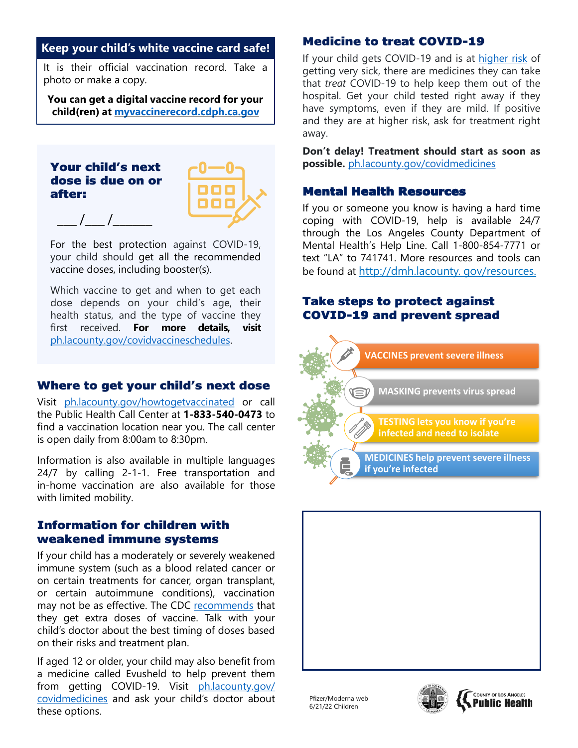## Keep your child's white vaccine card safe!

It is their official vaccination record. Take a photo or make a copy.

**You can get a digital vaccine record for your child(ren) at myvaccinerecord.cdph.ca.gov**

### Your child's next dose is due on or after:

___/___/_______

For the best protection against COVID-19, your child should get all the recommended vaccine doses, including booster(s).

Which vaccine to get and when to get each dose depends on your child's age, their health status, and the type of vaccine they first received. **For more details, visit** ph.lacounty.gov/covidvaccineschedules.

## Where to get your child's next dose

Visit ph.lacounty.gov/howtogetvaccinated or call the Public Health Call Center at **1-833-540-0473** to find a vaccination location near you. The call center is open daily from 8:00am to 8:30pm.

Information is also available in multiple languages 24/7 by calling 2-1-1. Free transportation and in-home vaccination are also available for those with limited mobility.

## Information for children with weakened immune systems

If your child has a moderately or severely weakened immune system (such as a blood related cancer or on certain treatments for cancer, organ transplant, or certain autoimmune conditions), vaccination may not be as effective. The CDC recommends that they get extra doses of vaccine. Talk with your child's doctor about the best timing of doses based on their risks and treatment plan.

If aged 12 or older, your child may also benefit from a medicine called Evusheld to help prevent them from getting COVID-19. Visit ph.lacounty.gov/covidmedicines and ask your child's doctor about these options.

## Medicine to treat COVID-19

If your child gets COVID-19 and is at higher risk of getting very sick, there are medicines they can take that *treat* COVID-19 to help keep them out of the hospital. Get your child tested right away if they have symptoms, even if they are mild. If positive and they are at higher risk, ask for treatment right away.

**Don't delay! Treatment should start as soon as possible.** ph.lacounty.gov/covidmedicines

## Mental Health Resources

If you or someone you know is having a hard time coping with COVID-19, help is available 24/7 through the Los Angeles County Department of Mental Health's Help Line. Call 1-800-854-7771 or text "LA" to 741741. More resources and tools can be found at http://dmh.lacounty. gov/resources.

## Take steps to protect against COVID-19 and prevent spread

- **VACCINES prevent severe illness**
- **MASKING prevents virus spread**
- **TESTING lets you know if you're infected and need to isolate**
- **MEDICINES help prevent severe illness if you're infected**

Pfizer/Moderna web
6/21/22 Children

County of Los Angeles Public Health